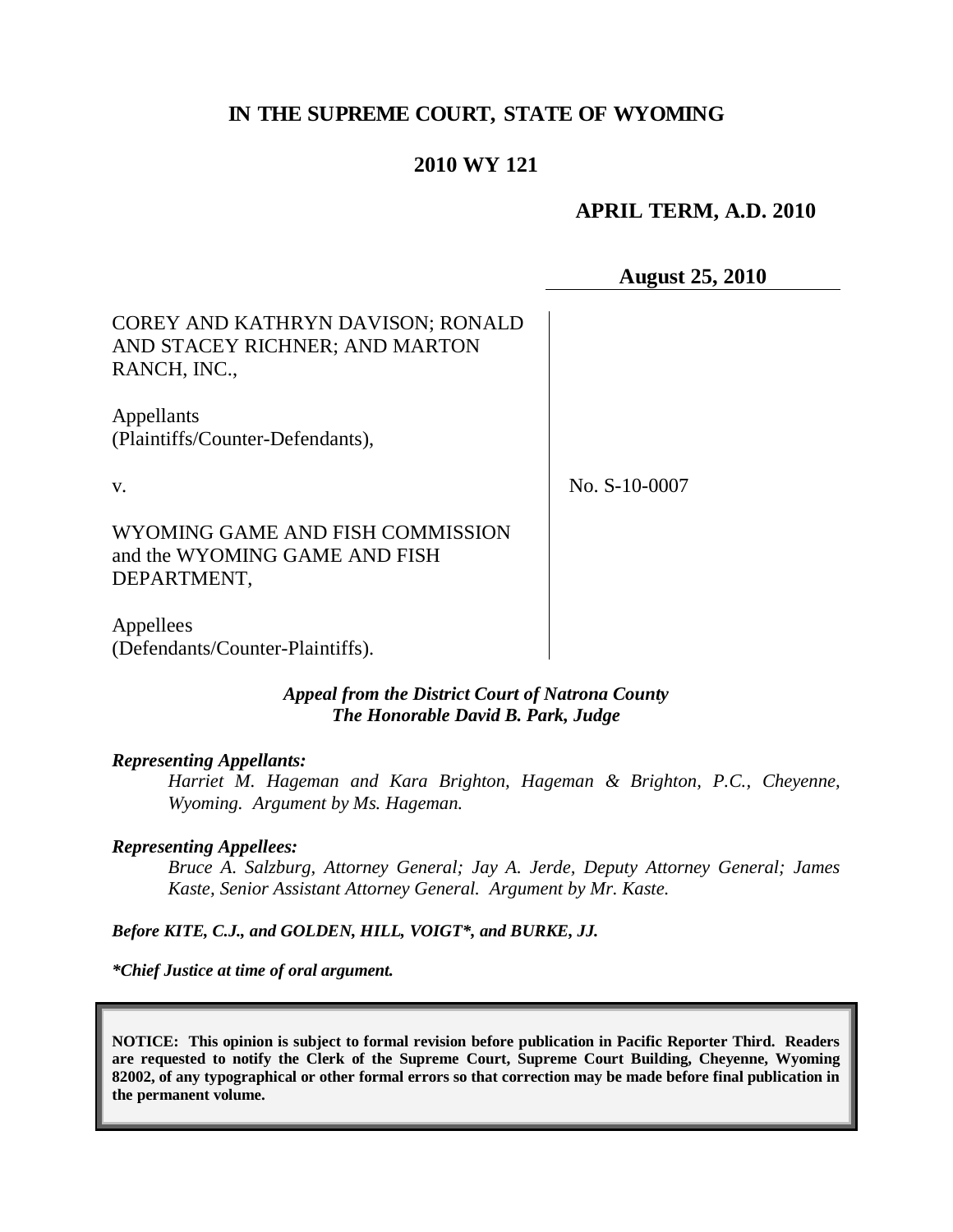# IN THE SUPREME COURT, STATE OF WYOMING

## 2010 WY 121

**APRIL TERM, A.D. 2010**

**August 25, 2010**

| | |
|---|---|
| COREY AND KATHRYN DAVISON; RONALD AND STACEY RICHNER; AND MARTON RANCH, INC.,<br><br>Appellants<br>(Plaintiffs/Counter-Defendants),<br><br>v.<br><br>WYOMING GAME AND FISH COMMISSION and the WYOMING GAME AND FISH DEPARTMENT,<br><br>Appellees<br>(Defendants/Counter-Plaintiffs). | No. S-10-0007 |

***Appeal from the District Court of Natrona County***
***The Honorable David B. Park, Judge***

***Representing Appellants:***

*Harriet M. Hageman and Kara Brighton, Hageman & Brighton, P.C., Cheyenne, Wyoming. Argument by Ms. Hageman.*

***Representing Appellees:***

*Bruce A. Salzburg, Attorney General; Jay A. Jerde, Deputy Attorney General; James Kaste, Senior Assistant Attorney General. Argument by Mr. Kaste.*

***Before KITE, C.J., and GOLDEN, HILL, VOIGT\*, and BURKE, JJ.***

***\*Chief Justice at time of oral argument.***

**NOTICE: This opinion is subject to formal revision before publication in Pacific Reporter Third. Readers are requested to notify the Clerk of the Supreme Court, Supreme Court Building, Cheyenne, Wyoming 82002, of any typographical or other formal errors so that correction may be made before final publication in the permanent volume.**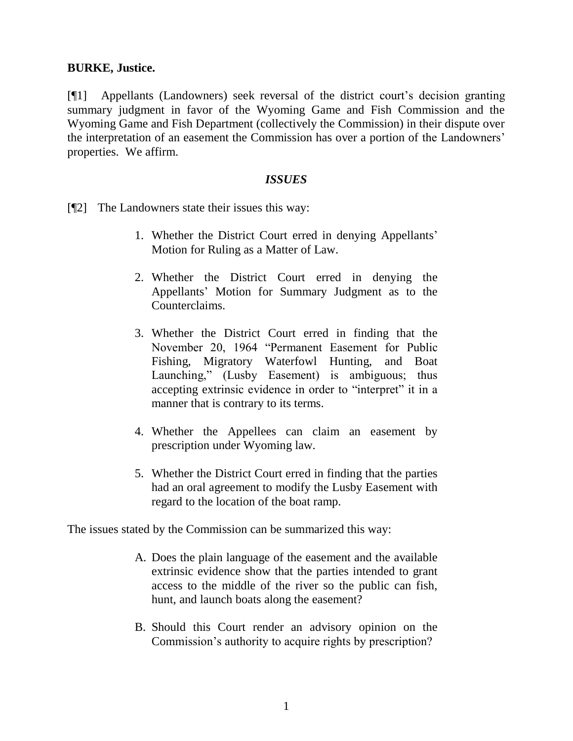**BURKE, Justice.**

[¶1] Appellants (Landowners) seek reversal of the district court's decision granting summary judgment in favor of the Wyoming Game and Fish Commission and the Wyoming Game and Fish Department (collectively the Commission) in their dispute over the interpretation of an easement the Commission has over a portion of the Landowners' properties. We affirm.

### *ISSUES*

[¶2] The Landowners state their issues this way:

> 1. Whether the District Court erred in denying Appellants' Motion for Ruling as a Matter of Law.
> 2. Whether the District Court erred in denying the Appellants' Motion for Summary Judgment as to the Counterclaims.
> 3. Whether the District Court erred in finding that the November 20, 1964 "Permanent Easement for Public Fishing, Migratory Waterfowl Hunting, and Boat Launching," (Lusby Easement) is ambiguous; thus accepting extrinsic evidence in order to "interpret" it in a manner that is contrary to its terms.
> 4. Whether the Appellees can claim an easement by prescription under Wyoming law.
> 5. Whether the District Court erred in finding that the parties had an oral agreement to modify the Lusby Easement with regard to the location of the boat ramp.

The issues stated by the Commission can be summarized this way:

> A. Does the plain language of the easement and the available extrinsic evidence show that the parties intended to grant access to the middle of the river so the public can fish, hunt, and launch boats along the easement?
> B. Should this Court render an advisory opinion on the Commission's authority to acquire rights by prescription?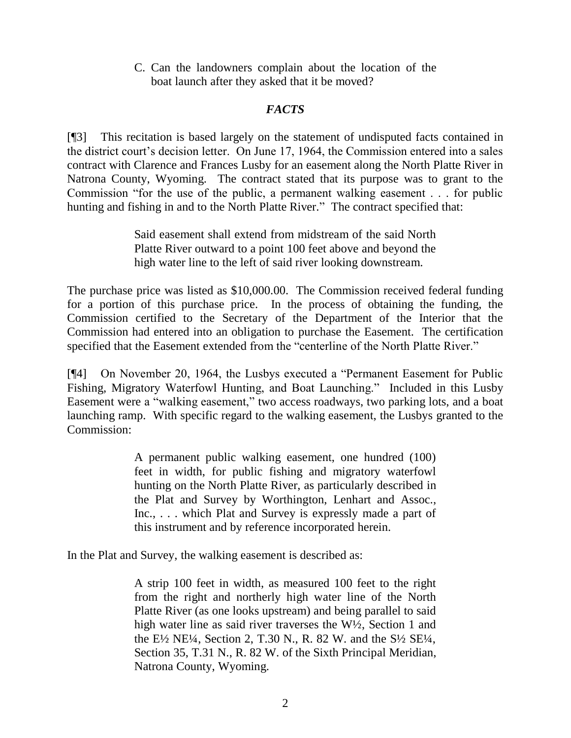C. Can the landowners complain about the location of the boat launch after they asked that it be moved?

## *FACTS*

[¶3] This recitation is based largely on the statement of undisputed facts contained in the district court's decision letter. On June 17, 1964, the Commission entered into a sales contract with Clarence and Frances Lusby for an easement along the North Platte River in Natrona County, Wyoming. The contract stated that its purpose was to grant to the Commission "for the use of the public, a permanent walking easement . . . for public hunting and fishing in and to the North Platte River." The contract specified that:

> Said easement shall extend from midstream of the said North Platte River outward to a point 100 feet above and beyond the high water line to the left of said river looking downstream.

The purchase price was listed as $10,000.00. The Commission received federal funding for a portion of this purchase price. In the process of obtaining the funding, the Commission certified to the Secretary of the Department of the Interior that the Commission had entered into an obligation to purchase the Easement. The certification specified that the Easement extended from the "centerline of the North Platte River."

[¶4] On November 20, 1964, the Lusbys executed a "Permanent Easement for Public Fishing, Migratory Waterfowl Hunting, and Boat Launching." Included in this Lusby Easement were a "walking easement," two access roadways, two parking lots, and a boat launching ramp. With specific regard to the walking easement, the Lusbys granted to the Commission:

> A permanent public walking easement, one hundred (100) feet in width, for public fishing and migratory waterfowl hunting on the North Platte River, as particularly described in the Plat and Survey by Worthington, Lenhart and Assoc., Inc., . . . which Plat and Survey is expressly made a part of this instrument and by reference incorporated herein.

In the Plat and Survey, the walking easement is described as:

> A strip 100 feet in width, as measured 100 feet to the right from the right and northerly high water line of the North Platte River (as one looks upstream) and being parallel to said high water line as said river traverses the W½, Section 1 and the E½ NE¼, Section 2, T.30 N., R. 82 W. and the S½ SE¼, Section 35, T.31 N., R. 82 W. of the Sixth Principal Meridian, Natrona County, Wyoming.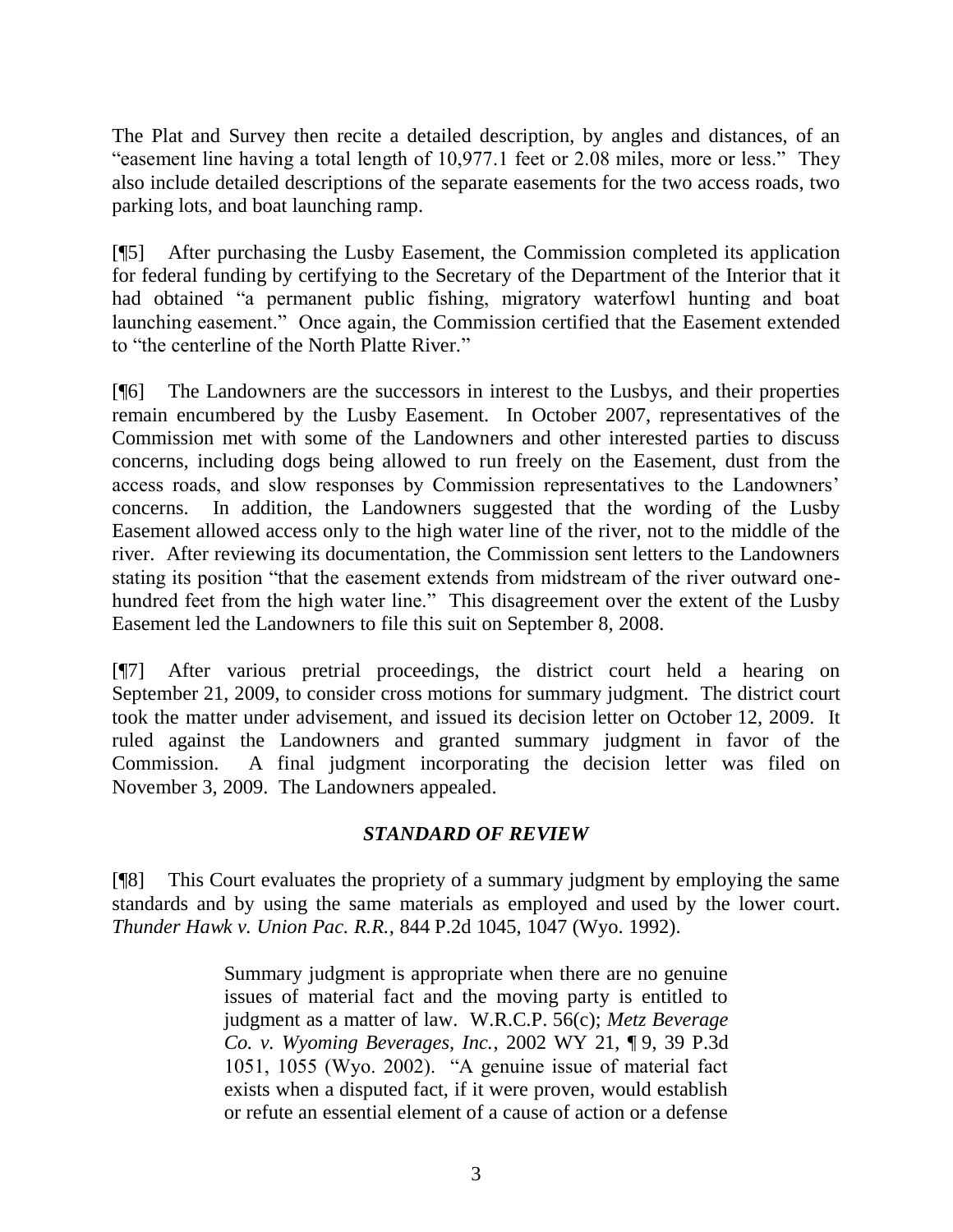The Plat and Survey then recite a detailed description, by angles and distances, of an "easement line having a total length of 10,977.1 feet or 2.08 miles, more or less." They also include detailed descriptions of the separate easements for the two access roads, two parking lots, and boat launching ramp.

[¶5] After purchasing the Lusby Easement, the Commission completed its application for federal funding by certifying to the Secretary of the Department of the Interior that it had obtained "a permanent public fishing, migratory waterfowl hunting and boat launching easement." Once again, the Commission certified that the Easement extended to "the centerline of the North Platte River."

[¶6] The Landowners are the successors in interest to the Lusbys, and their properties remain encumbered by the Lusby Easement. In October 2007, representatives of the Commission met with some of the Landowners and other interested parties to discuss concerns, including dogs being allowed to run freely on the Easement, dust from the access roads, and slow responses by Commission representatives to the Landowners' concerns. In addition, the Landowners suggested that the wording of the Lusby Easement allowed access only to the high water line of the river, not to the middle of the river. After reviewing its documentation, the Commission sent letters to the Landowners stating its position "that the easement extends from midstream of the river outward one-hundred feet from the high water line." This disagreement over the extent of the Lusby Easement led the Landowners to file this suit on September 8, 2008.

[¶7] After various pretrial proceedings, the district court held a hearing on September 21, 2009, to consider cross motions for summary judgment. The district court took the matter under advisement, and issued its decision letter on October 12, 2009. It ruled against the Landowners and granted summary judgment in favor of the Commission. A final judgment incorporating the decision letter was filed on November 3, 2009. The Landowners appealed.

## *STANDARD OF REVIEW*

[¶8] This Court evaluates the propriety of a summary judgment by employing the same standards and by using the same materials as employed and used by the lower court. *Thunder Hawk v. Union Pac. R.R.*, 844 P.2d 1045, 1047 (Wyo. 1992).

> Summary judgment is appropriate when there are no genuine issues of material fact and the moving party is entitled to judgment as a matter of law. W.R.C.P. 56(c); *Metz Beverage Co. v. Wyoming Beverages, Inc.*, 2002 WY 21, ¶ 9, 39 P.3d 1051, 1055 (Wyo. 2002). "A genuine issue of material fact exists when a disputed fact, if it were proven, would establish or refute an essential element of a cause of action or a defense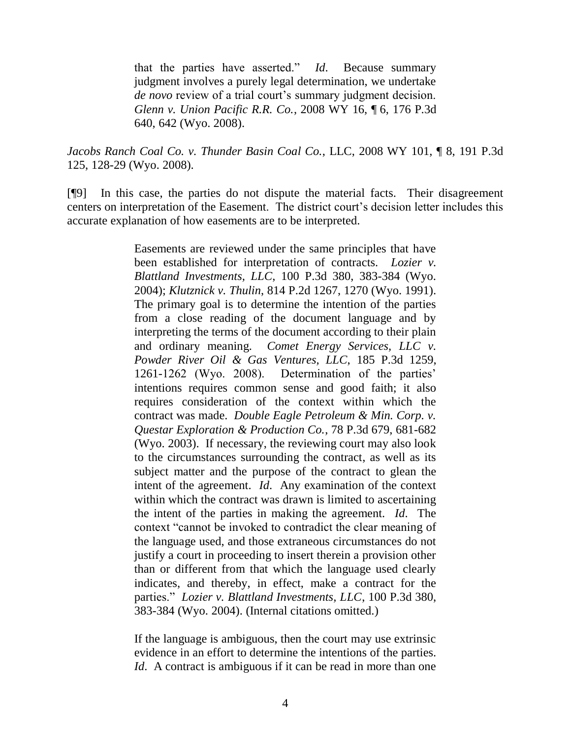> that the parties have asserted." *Id*. Because summary judgment involves a purely legal determination, we undertake *de novo* review of a trial court's summary judgment decision. *Glenn v. Union Pacific R.R. Co.*, 2008 WY 16, ¶ 6, 176 P.3d 640, 642 (Wyo. 2008).

*Jacobs Ranch Coal Co. v. Thunder Basin Coal Co.*, LLC, 2008 WY 101, ¶ 8, 191 P.3d 125, 128-29 (Wyo. 2008).

[¶9] In this case, the parties do not dispute the material facts. Their disagreement centers on interpretation of the Easement. The district court's decision letter includes this accurate explanation of how easements are to be interpreted.

> Easements are reviewed under the same principles that have been established for interpretation of contracts. *Lozier v. Blattland Investments, LLC*, 100 P.3d 380, 383-384 (Wyo. 2004); *Klutznick v. Thulin*, 814 P.2d 1267, 1270 (Wyo. 1991). The primary goal is to determine the intention of the parties from a close reading of the document language and by interpreting the terms of the document according to their plain and ordinary meaning. *Comet Energy Services, LLC v. Powder River Oil & Gas Ventures, LLC*, 185 P.3d 1259, 1261-1262 (Wyo. 2008). Determination of the parties' intentions requires common sense and good faith; it also requires consideration of the context within which the contract was made. *Double Eagle Petroleum & Min. Corp. v. Questar Exploration & Production Co.*, 78 P.3d 679, 681-682 (Wyo. 2003). If necessary, the reviewing court may also look to the circumstances surrounding the contract, as well as its subject matter and the purpose of the contract to glean the intent of the agreement. *Id*. Any examination of the context within which the contract was drawn is limited to ascertaining the intent of the parties in making the agreement. *Id*. The context "cannot be invoked to contradict the clear meaning of the language used, and those extraneous circumstances do not justify a court in proceeding to insert therein a provision other than or different from that which the language used clearly indicates, and thereby, in effect, make a contract for the parties." *Lozier v. Blattland Investments, LLC*, 100 P.3d 380, 383-384 (Wyo. 2004). (Internal citations omitted.)
>
> If the language is ambiguous, then the court may use extrinsic evidence in an effort to determine the intentions of the parties. *Id*. A contract is ambiguous if it can be read in more than one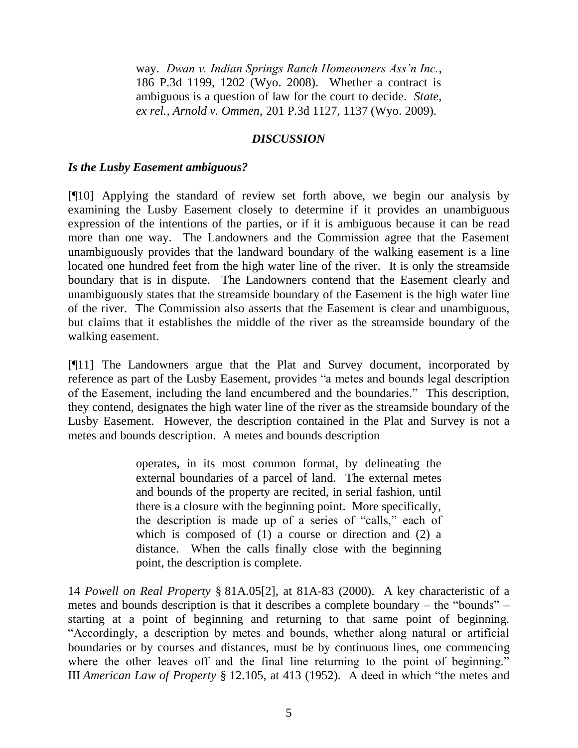way. *Dwan v. Indian Springs Ranch Homeowners Ass'n Inc.*, 186 P.3d 1199, 1202 (Wyo. 2008). Whether a contract is ambiguous is a question of law for the court to decide. *State, ex rel., Arnold v. Ommen*, 201 P.3d 1127, 1137 (Wyo. 2009).

## *DISCUSSION*

### *Is the Lusby Easement ambiguous?*

[¶10] Applying the standard of review set forth above, we begin our analysis by examining the Lusby Easement closely to determine if it provides an unambiguous expression of the intentions of the parties, or if it is ambiguous because it can be read more than one way. The Landowners and the Commission agree that the Easement unambiguously provides that the landward boundary of the walking easement is a line located one hundred feet from the high water line of the river. It is only the streamside boundary that is in dispute. The Landowners contend that the Easement clearly and unambiguously states that the streamside boundary of the Easement is the high water line of the river. The Commission also asserts that the Easement is clear and unambiguous, but claims that it establishes the middle of the river as the streamside boundary of the walking easement.

[¶11] The Landowners argue that the Plat and Survey document, incorporated by reference as part of the Lusby Easement, provides "a metes and bounds legal description of the Easement, including the land encumbered and the boundaries." This description, they contend, designates the high water line of the river as the streamside boundary of the Lusby Easement. However, the description contained in the Plat and Survey is not a metes and bounds description. A metes and bounds description

> operates, in its most common format, by delineating the external boundaries of a parcel of land. The external metes and bounds of the property are recited, in serial fashion, until there is a closure with the beginning point. More specifically, the description is made up of a series of "calls," each of which is composed of (1) a course or direction and (2) a distance. When the calls finally close with the beginning point, the description is complete.

14 *Powell on Real Property* § 81A.05[2], at 81A-83 (2000). A key characteristic of a metes and bounds description is that it describes a complete boundary – the "bounds" – starting at a point of beginning and returning to that same point of beginning. "Accordingly, a description by metes and bounds, whether along natural or artificial boundaries or by courses and distances, must be by continuous lines, one commencing where the other leaves off and the final line returning to the point of beginning." III *American Law of Property* § 12.105, at 413 (1952). A deed in which "the metes and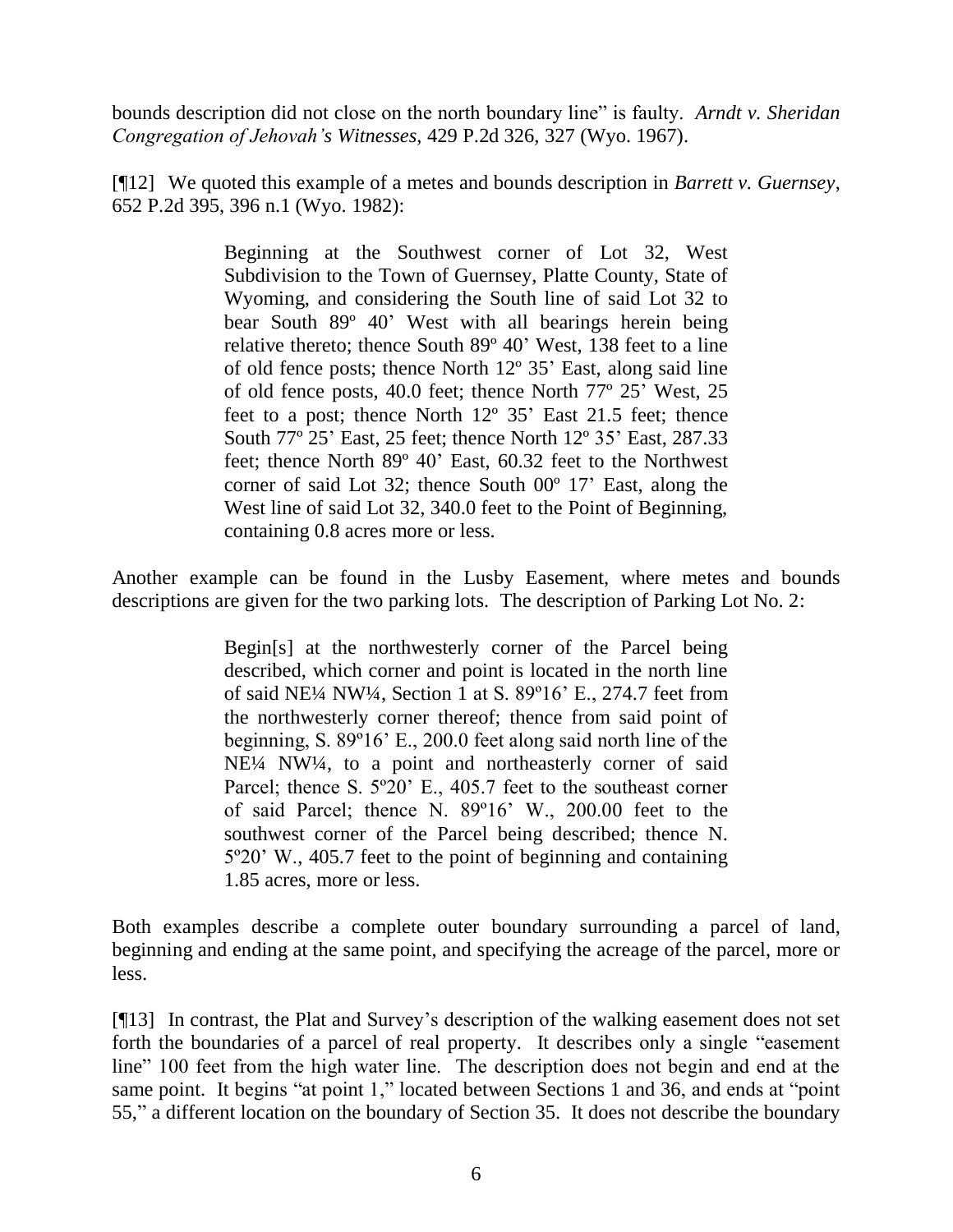bounds description did not close on the north boundary line" is faulty. *Arndt v. Sheridan Congregation of Jehovah's Witnesses*, 429 P.2d 326, 327 (Wyo. 1967).

[¶12] We quoted this example of a metes and bounds description in *Barrett v. Guernsey*, 652 P.2d 395, 396 n.1 (Wyo. 1982):

> Beginning at the Southwest corner of Lot 32, West Subdivision to the Town of Guernsey, Platte County, State of Wyoming, and considering the South line of said Lot 32 to bear South 89º 40' West with all bearings herein being relative thereto; thence South 89º 40' West, 138 feet to a line of old fence posts; thence North 12º 35' East, along said line of old fence posts, 40.0 feet; thence North 77º 25' West, 25 feet to a post; thence North 12º 35' East 21.5 feet; thence South 77º 25' East, 25 feet; thence North 12º 35' East, 287.33 feet; thence North 89º 40' East, 60.32 feet to the Northwest corner of said Lot 32; thence South 00º 17' East, along the West line of said Lot 32, 340.0 feet to the Point of Beginning, containing 0.8 acres more or less.

Another example can be found in the Lusby Easement, where metes and bounds descriptions are given for the two parking lots. The description of Parking Lot No. 2:

> Begin[s] at the northwesterly corner of the Parcel being described, which corner and point is located in the north line of said NE¼ NW¼, Section 1 at S. 89º16' E., 274.7 feet from the northwesterly corner thereof; thence from said point of beginning, S. 89º16' E., 200.0 feet along said north line of the NE¼ NW¼, to a point and northeasterly corner of said Parcel; thence S. 5º20' E., 405.7 feet to the southeast corner of said Parcel; thence N. 89º16' W., 200.00 feet to the southwest corner of the Parcel being described; thence N. 5º20' W., 405.7 feet to the point of beginning and containing 1.85 acres, more or less.

Both examples describe a complete outer boundary surrounding a parcel of land, beginning and ending at the same point, and specifying the acreage of the parcel, more or less.

[¶13] In contrast, the Plat and Survey's description of the walking easement does not set forth the boundaries of a parcel of real property. It describes only a single "easement line" 100 feet from the high water line. The description does not begin and end at the same point. It begins "at point 1," located between Sections 1 and 36, and ends at "point 55," a different location on the boundary of Section 35. It does not describe the boundary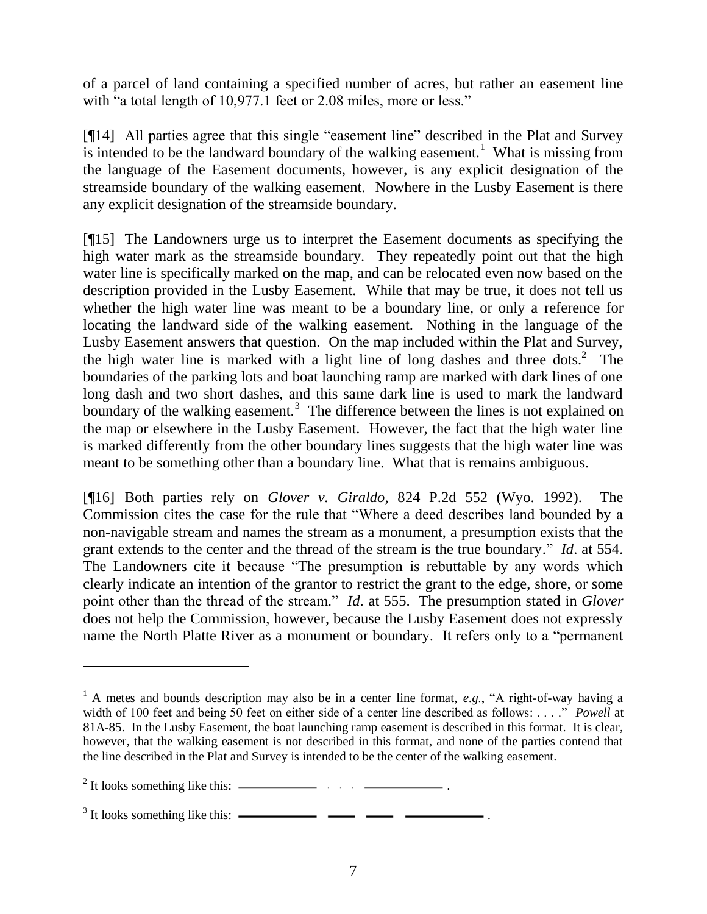of a parcel of land containing a specified number of acres, but rather an easement line with "a total length of 10,977.1 feet or 2.08 miles, more or less."

[¶14] All parties agree that this single "easement line" described in the Plat and Survey is intended to be the landward boundary of the walking easement.[1] What is missing from the language of the Easement documents, however, is any explicit designation of the streamside boundary of the walking easement. Nowhere in the Lusby Easement is there any explicit designation of the streamside boundary.

[¶15] The Landowners urge us to interpret the Easement documents as specifying the high water mark as the streamside boundary. They repeatedly point out that the high water line is specifically marked on the map, and can be relocated even now based on the description provided in the Lusby Easement. While that may be true, it does not tell us whether the high water line was meant to be a boundary line, or only a reference for locating the landward side of the walking easement. Nothing in the language of the Lusby Easement answers that question. On the map included within the Plat and Survey, the high water line is marked with a light line of long dashes and three dots.[2] The boundaries of the parking lots and boat launching ramp are marked with dark lines of one long dash and two short dashes, and this same dark line is used to mark the landward boundary of the walking easement.[3] The difference between the lines is not explained on the map or elsewhere in the Lusby Easement. However, the fact that the high water line is marked differently from the other boundary lines suggests that the high water line was meant to be something other than a boundary line. What that is remains ambiguous.

[¶16] Both parties rely on *Glover v. Giraldo*, 824 P.2d 552 (Wyo. 1992). The Commission cites the case for the rule that "Where a deed describes land bounded by a non-navigable stream and names the stream as a monument, a presumption exists that the grant extends to the center and the thread of the stream is the true boundary." *Id*. at 554. The Landowners cite it because "The presumption is rebuttable by any words which clearly indicate an intention of the grantor to restrict the grant to the edge, shore, or some point other than the thread of the stream." *Id*. at 555. The presumption stated in *Glover* does not help the Commission, however, because the Lusby Easement does not expressly name the North Platte River as a monument or boundary. It refers only to a "permanent

---

[1] A metes and bounds description may also be in a center line format, *e.g.*, "A right-of-way having a width of 100 feet and being 50 feet on either side of a center line described as follows: . . . ." *Powell* at 81A-85. In the Lusby Easement, the boat launching ramp easement is described in this format. It is clear, however, that the walking easement is not described in this format, and none of the parties contend that the line described in the Plat and Survey is intended to be the center of the walking easement.

[2] It looks something like this: ———— . . . ———— .

[3] It looks something like this: ———— —— —— ———— .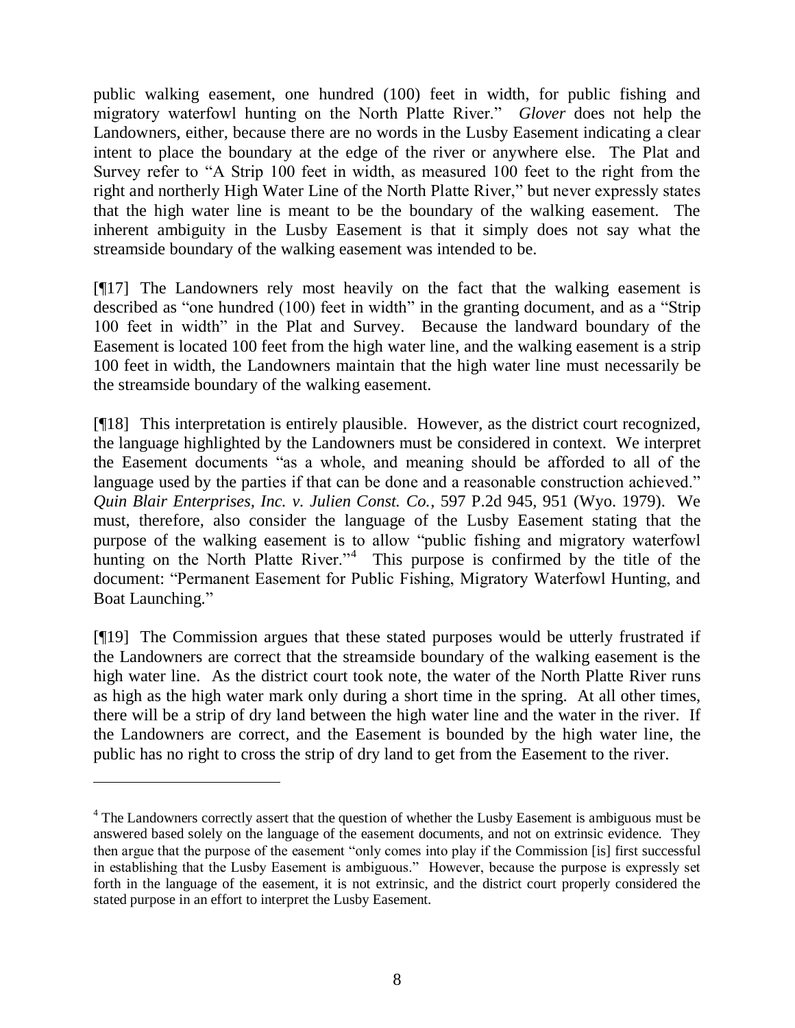public walking easement, one hundred (100) feet in width, for public fishing and migratory waterfowl hunting on the North Platte River." *Glover* does not help the Landowners, either, because there are no words in the Lusby Easement indicating a clear intent to place the boundary at the edge of the river or anywhere else. The Plat and Survey refer to "A Strip 100 feet in width, as measured 100 feet to the right from the right and northerly High Water Line of the North Platte River," but never expressly states that the high water line is meant to be the boundary of the walking easement. The inherent ambiguity in the Lusby Easement is that it simply does not say what the streamside boundary of the walking easement was intended to be.

[¶17] The Landowners rely most heavily on the fact that the walking easement is described as "one hundred (100) feet in width" in the granting document, and as a "Strip 100 feet in width" in the Plat and Survey. Because the landward boundary of the Easement is located 100 feet from the high water line, and the walking easement is a strip 100 feet in width, the Landowners maintain that the high water line must necessarily be the streamside boundary of the walking easement.

[¶18] This interpretation is entirely plausible. However, as the district court recognized, the language highlighted by the Landowners must be considered in context. We interpret the Easement documents "as a whole, and meaning should be afforded to all of the language used by the parties if that can be done and a reasonable construction achieved." *Quin Blair Enterprises, Inc. v. Julien Const. Co.*, 597 P.2d 945, 951 (Wyo. 1979). We must, therefore, also consider the language of the Lusby Easement stating that the purpose of the walking easement is to allow "public fishing and migratory waterfowl hunting on the North Platte River."[4] This purpose is confirmed by the title of the document: "Permanent Easement for Public Fishing, Migratory Waterfowl Hunting, and Boat Launching."

[¶19] The Commission argues that these stated purposes would be utterly frustrated if the Landowners are correct that the streamside boundary of the walking easement is the high water line. As the district court took note, the water of the North Platte River runs as high as the high water mark only during a short time in the spring. At all other times, there will be a strip of dry land between the high water line and the water in the river. If the Landowners are correct, and the Easement is bounded by the high water line, the public has no right to cross the strip of dry land to get from the Easement to the river.

---

[4] The Landowners correctly assert that the question of whether the Lusby Easement is ambiguous must be answered based solely on the language of the easement documents, and not on extrinsic evidence. They then argue that the purpose of the easement "only comes into play if the Commission [is] first successful in establishing that the Lusby Easement is ambiguous." However, because the purpose is expressly set forth in the language of the easement, it is not extrinsic, and the district court properly considered the stated purpose in an effort to interpret the Lusby Easement.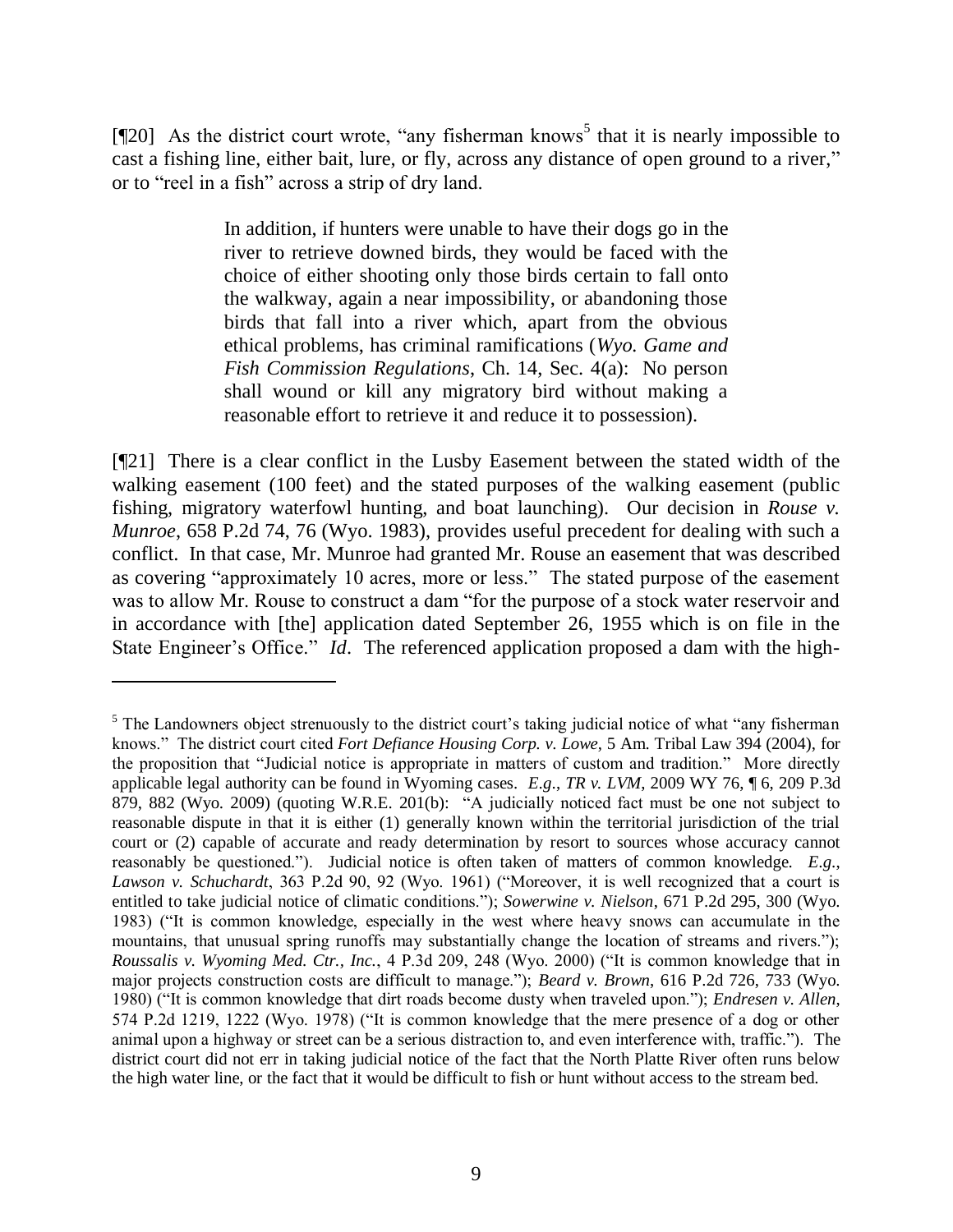[¶20] As the district court wrote, "any fisherman knows[5] that it is nearly impossible to cast a fishing line, either bait, lure, or fly, across any distance of open ground to a river," or to "reel in a fish" across a strip of dry land.

> In addition, if hunters were unable to have their dogs go in the river to retrieve downed birds, they would be faced with the choice of either shooting only those birds certain to fall onto the walkway, again a near impossibility, or abandoning those birds that fall into a river which, apart from the obvious ethical problems, has criminal ramifications (*Wyo. Game and Fish Commission Regulations*, Ch. 14, Sec. 4(a): No person shall wound or kill any migratory bird without making a reasonable effort to retrieve it and reduce it to possession).

[¶21] There is a clear conflict in the Lusby Easement between the stated width of the walking easement (100 feet) and the stated purposes of the walking easement (public fishing, migratory waterfowl hunting, and boat launching). Our decision in *Rouse v. Munroe*, 658 P.2d 74, 76 (Wyo. 1983), provides useful precedent for dealing with such a conflict. In that case, Mr. Munroe had granted Mr. Rouse an easement that was described as covering "approximately 10 acres, more or less." The stated purpose of the easement was to allow Mr. Rouse to construct a dam "for the purpose of a stock water reservoir and in accordance with [the] application dated September 26, 1955 which is on file in the State Engineer's Office." *Id*. The referenced application proposed a dam with the high-

---

[5] The Landowners object strenuously to the district court's taking judicial notice of what "any fisherman knows." The district court cited *Fort Defiance Housing Corp. v. Lowe*, 5 Am. Tribal Law 394 (2004), for the proposition that "Judicial notice is appropriate in matters of custom and tradition." More directly applicable legal authority can be found in Wyoming cases. *E.g*., *TR v. LVM*, 2009 WY 76, ¶ 6, 209 P.3d 879, 882 (Wyo. 2009) (quoting W.R.E. 201(b): "A judicially noticed fact must be one not subject to reasonable dispute in that it is either (1) generally known within the territorial jurisdiction of the trial court or (2) capable of accurate and ready determination by resort to sources whose accuracy cannot reasonably be questioned."). Judicial notice is often taken of matters of common knowledge. *E.g*., *Lawson v. Schuchardt*, 363 P.2d 90, 92 (Wyo. 1961) ("Moreover, it is well recognized that a court is entitled to take judicial notice of climatic conditions."); *Sowerwine v. Nielson*, 671 P.2d 295, 300 (Wyo. 1983) ("It is common knowledge, especially in the west where heavy snows can accumulate in the mountains, that unusual spring runoffs may substantially change the location of streams and rivers."); *Roussalis v. Wyoming Med. Ctr., Inc.*, 4 P.3d 209, 248 (Wyo. 2000) ("It is common knowledge that in major projects construction costs are difficult to manage."); *Beard v. Brown*, 616 P.2d 726, 733 (Wyo. 1980) ("It is common knowledge that dirt roads become dusty when traveled upon."); *Endresen v. Allen*, 574 P.2d 1219, 1222 (Wyo. 1978) ("It is common knowledge that the mere presence of a dog or other animal upon a highway or street can be a serious distraction to, and even interference with, traffic."). The district court did not err in taking judicial notice of the fact that the North Platte River often runs below the high water line, or the fact that it would be difficult to fish or hunt without access to the stream bed.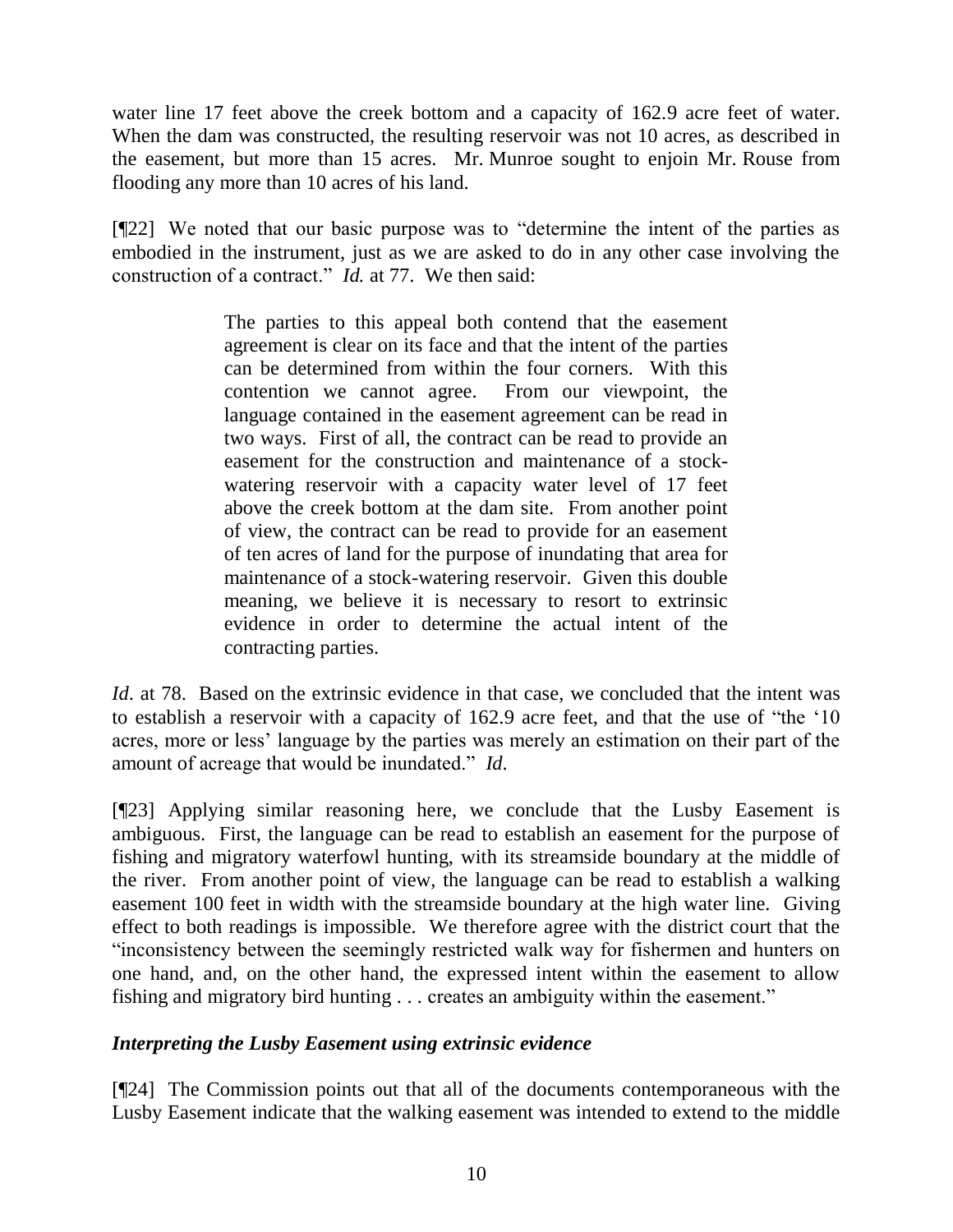water line 17 feet above the creek bottom and a capacity of 162.9 acre feet of water. When the dam was constructed, the resulting reservoir was not 10 acres, as described in the easement, but more than 15 acres. Mr. Munroe sought to enjoin Mr. Rouse from flooding any more than 10 acres of his land.

[¶22] We noted that our basic purpose was to "determine the intent of the parties as embodied in the instrument, just as we are asked to do in any other case involving the construction of a contract." *Id.* at 77. We then said:

> The parties to this appeal both contend that the easement agreement is clear on its face and that the intent of the parties can be determined from within the four corners. With this contention we cannot agree. From our viewpoint, the language contained in the easement agreement can be read in two ways. First of all, the contract can be read to provide an easement for the construction and maintenance of a stock-watering reservoir with a capacity water level of 17 feet above the creek bottom at the dam site. From another point of view, the contract can be read to provide for an easement of ten acres of land for the purpose of inundating that area for maintenance of a stock-watering reservoir. Given this double meaning, we believe it is necessary to resort to extrinsic evidence in order to determine the actual intent of the contracting parties.

*Id*. at 78. Based on the extrinsic evidence in that case, we concluded that the intent was to establish a reservoir with a capacity of 162.9 acre feet, and that the use of "the '10 acres, more or less' language by the parties was merely an estimation on their part of the amount of acreage that would be inundated." *Id*.

[¶23] Applying similar reasoning here, we conclude that the Lusby Easement is ambiguous. First, the language can be read to establish an easement for the purpose of fishing and migratory waterfowl hunting, with its streamside boundary at the middle of the river. From another point of view, the language can be read to establish a walking easement 100 feet in width with the streamside boundary at the high water line. Giving effect to both readings is impossible. We therefore agree with the district court that the "inconsistency between the seemingly restricted walk way for fishermen and hunters on one hand, and, on the other hand, the expressed intent within the easement to allow fishing and migratory bird hunting . . . creates an ambiguity within the easement."

### *Interpreting the Lusby Easement using extrinsic evidence*

[¶24] The Commission points out that all of the documents contemporaneous with the Lusby Easement indicate that the walking easement was intended to extend to the middle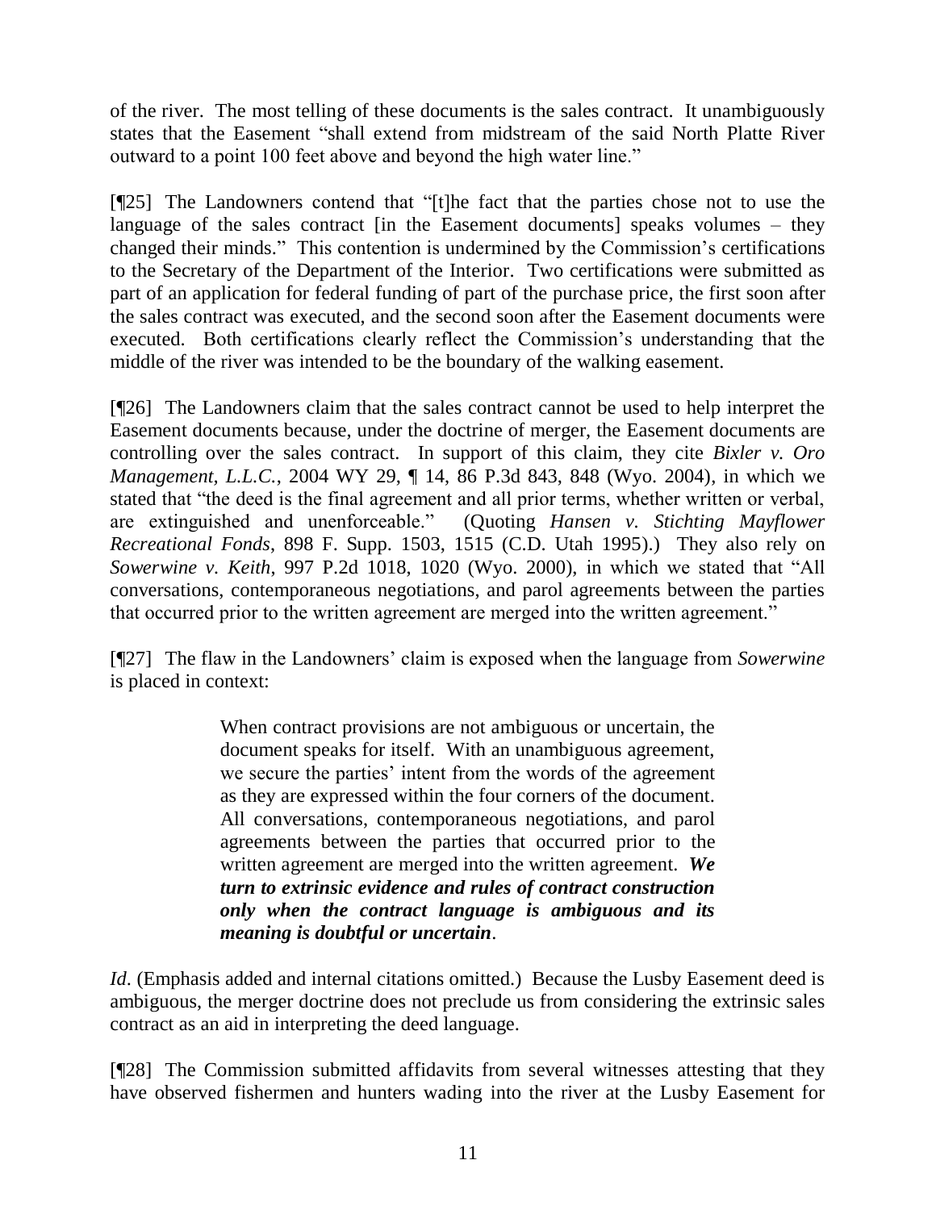of the river. The most telling of these documents is the sales contract. It unambiguously states that the Easement "shall extend from midstream of the said North Platte River outward to a point 100 feet above and beyond the high water line."

[¶25] The Landowners contend that "[t]he fact that the parties chose not to use the language of the sales contract [in the Easement documents] speaks volumes – they changed their minds." This contention is undermined by the Commission's certifications to the Secretary of the Department of the Interior. Two certifications were submitted as part of an application for federal funding of part of the purchase price, the first soon after the sales contract was executed, and the second soon after the Easement documents were executed. Both certifications clearly reflect the Commission's understanding that the middle of the river was intended to be the boundary of the walking easement.

[¶26] The Landowners claim that the sales contract cannot be used to help interpret the Easement documents because, under the doctrine of merger, the Easement documents are controlling over the sales contract. In support of this claim, they cite *Bixler v. Oro Management, L.L.C.*, 2004 WY 29, ¶ 14, 86 P.3d 843, 848 (Wyo. 2004), in which we stated that "the deed is the final agreement and all prior terms, whether written or verbal, are extinguished and unenforceable." (Quoting *Hansen v. Stichting Mayflower Recreational Fonds*, 898 F. Supp. 1503, 1515 (C.D. Utah 1995).) They also rely on *Sowerwine v. Keith*, 997 P.2d 1018, 1020 (Wyo. 2000), in which we stated that "All conversations, contemporaneous negotiations, and parol agreements between the parties that occurred prior to the written agreement are merged into the written agreement."

[¶27] The flaw in the Landowners' claim is exposed when the language from *Sowerwine* is placed in context:

> When contract provisions are not ambiguous or uncertain, the document speaks for itself. With an unambiguous agreement, we secure the parties' intent from the words of the agreement as they are expressed within the four corners of the document. All conversations, contemporaneous negotiations, and parol agreements between the parties that occurred prior to the written agreement are merged into the written agreement. ***We turn to extrinsic evidence and rules of contract construction only when the contract language is ambiguous and its meaning is doubtful or uncertain***.

*Id*. (Emphasis added and internal citations omitted.) Because the Lusby Easement deed is ambiguous, the merger doctrine does not preclude us from considering the extrinsic sales contract as an aid in interpreting the deed language.

[¶28] The Commission submitted affidavits from several witnesses attesting that they have observed fishermen and hunters wading into the river at the Lusby Easement for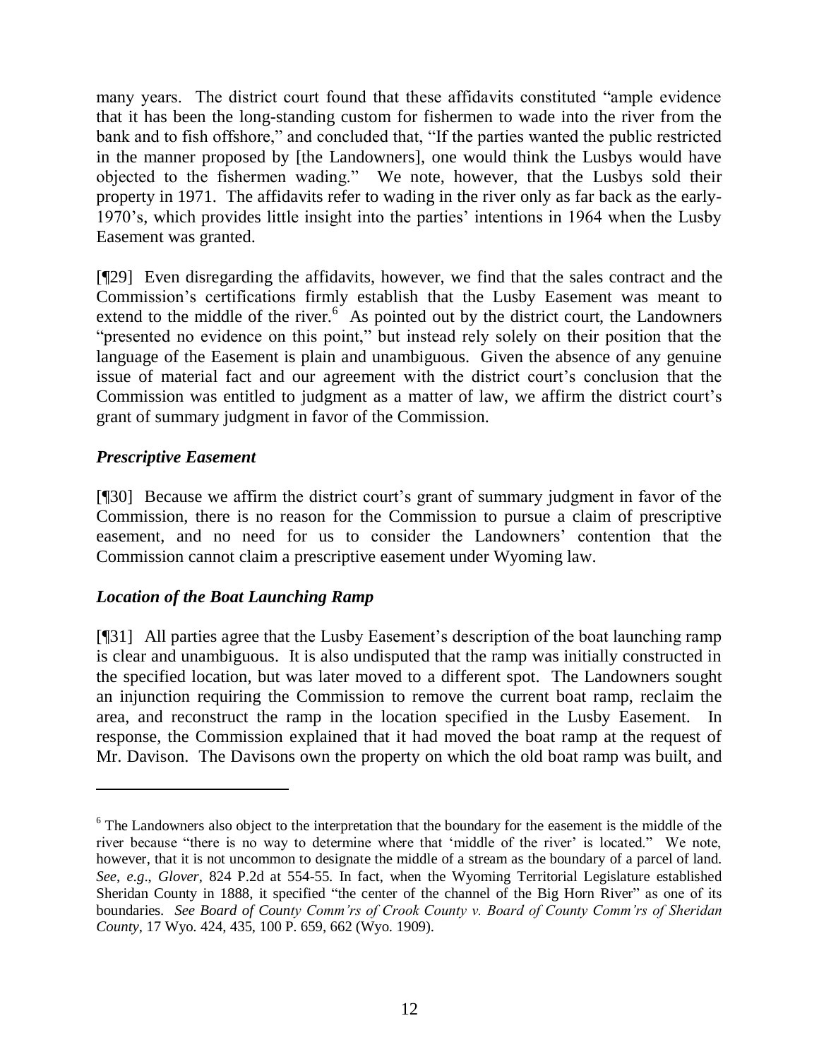many years. The district court found that these affidavits constituted "ample evidence that it has been the long-standing custom for fishermen to wade into the river from the bank and to fish offshore," and concluded that, "If the parties wanted the public restricted in the manner proposed by [the Landowners], one would think the Lusbys would have objected to the fishermen wading." We note, however, that the Lusbys sold their property in 1971. The affidavits refer to wading in the river only as far back as the early-1970's, which provides little insight into the parties' intentions in 1964 when the Lusby Easement was granted.

[¶29] Even disregarding the affidavits, however, we find that the sales contract and the Commission's certifications firmly establish that the Lusby Easement was meant to extend to the middle of the river.[6] As pointed out by the district court, the Landowners "presented no evidence on this point," but instead rely solely on their position that the language of the Easement is plain and unambiguous. Given the absence of any genuine issue of material fact and our agreement with the district court's conclusion that the Commission was entitled to judgment as a matter of law, we affirm the district court's grant of summary judgment in favor of the Commission.

### *Prescriptive Easement*

[¶30] Because we affirm the district court's grant of summary judgment in favor of the Commission, there is no reason for the Commission to pursue a claim of prescriptive easement, and no need for us to consider the Landowners' contention that the Commission cannot claim a prescriptive easement under Wyoming law.

### *Location of the Boat Launching Ramp*

[¶31] All parties agree that the Lusby Easement's description of the boat launching ramp is clear and unambiguous. It is also undisputed that the ramp was initially constructed in the specified location, but was later moved to a different spot. The Landowners sought an injunction requiring the Commission to remove the current boat ramp, reclaim the area, and reconstruct the ramp in the location specified in the Lusby Easement. In response, the Commission explained that it had moved the boat ramp at the request of Mr. Davison. The Davisons own the property on which the old boat ramp was built, and

---

[6] The Landowners also object to the interpretation that the boundary for the easement is the middle of the river because "there is no way to determine where that 'middle of the river' is located." We note, however, that it is not uncommon to designate the middle of a stream as the boundary of a parcel of land. *See*, *e.g*., *Glover*, 824 P.2d at 554-55. In fact, when the Wyoming Territorial Legislature established Sheridan County in 1888, it specified "the center of the channel of the Big Horn River" as one of its boundaries. *See Board of County Comm'rs of Crook County v. Board of County Comm'rs of Sheridan County*, 17 Wyo. 424, 435, 100 P. 659, 662 (Wyo. 1909).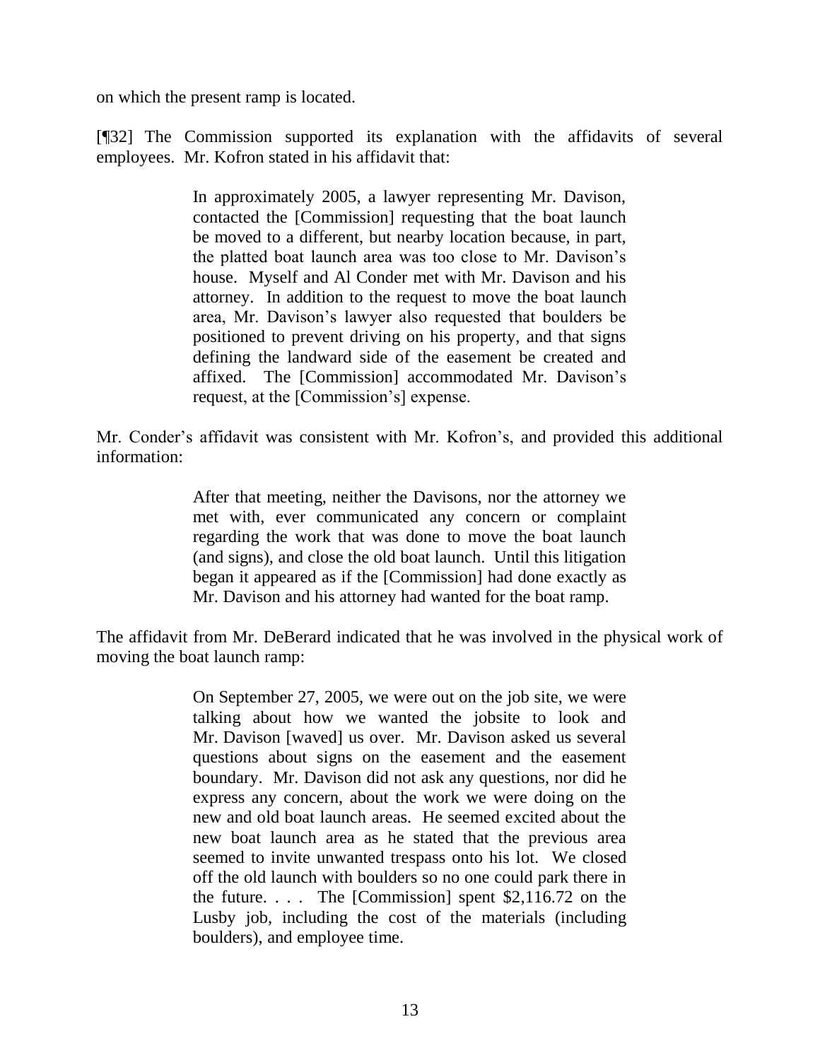on which the present ramp is located.

[¶32] The Commission supported its explanation with the affidavits of several employees. Mr. Kofron stated in his affidavit that:

> In approximately 2005, a lawyer representing Mr. Davison, contacted the [Commission] requesting that the boat launch be moved to a different, but nearby location because, in part, the platted boat launch area was too close to Mr. Davison's house. Myself and Al Conder met with Mr. Davison and his attorney. In addition to the request to move the boat launch area, Mr. Davison's lawyer also requested that boulders be positioned to prevent driving on his property, and that signs defining the landward side of the easement be created and affixed. The [Commission] accommodated Mr. Davison's request, at the [Commission's] expense.

Mr. Conder's affidavit was consistent with Mr. Kofron's, and provided this additional information:

> After that meeting, neither the Davisons, nor the attorney we met with, ever communicated any concern or complaint regarding the work that was done to move the boat launch (and signs), and close the old boat launch. Until this litigation began it appeared as if the [Commission] had done exactly as Mr. Davison and his attorney had wanted for the boat ramp.

The affidavit from Mr. DeBerard indicated that he was involved in the physical work of moving the boat launch ramp:

> On September 27, 2005, we were out on the job site, we were talking about how we wanted the jobsite to look and Mr. Davison [waved] us over. Mr. Davison asked us several questions about signs on the easement and the easement boundary. Mr. Davison did not ask any questions, nor did he express any concern, about the work we were doing on the new and old boat launch areas. He seemed excited about the new boat launch area as he stated that the previous area seemed to invite unwanted trespass onto his lot. We closed off the old launch with boulders so no one could park there in the future. . . . The [Commission] spent $2,116.72 on the Lusby job, including the cost of the materials (including boulders), and employee time.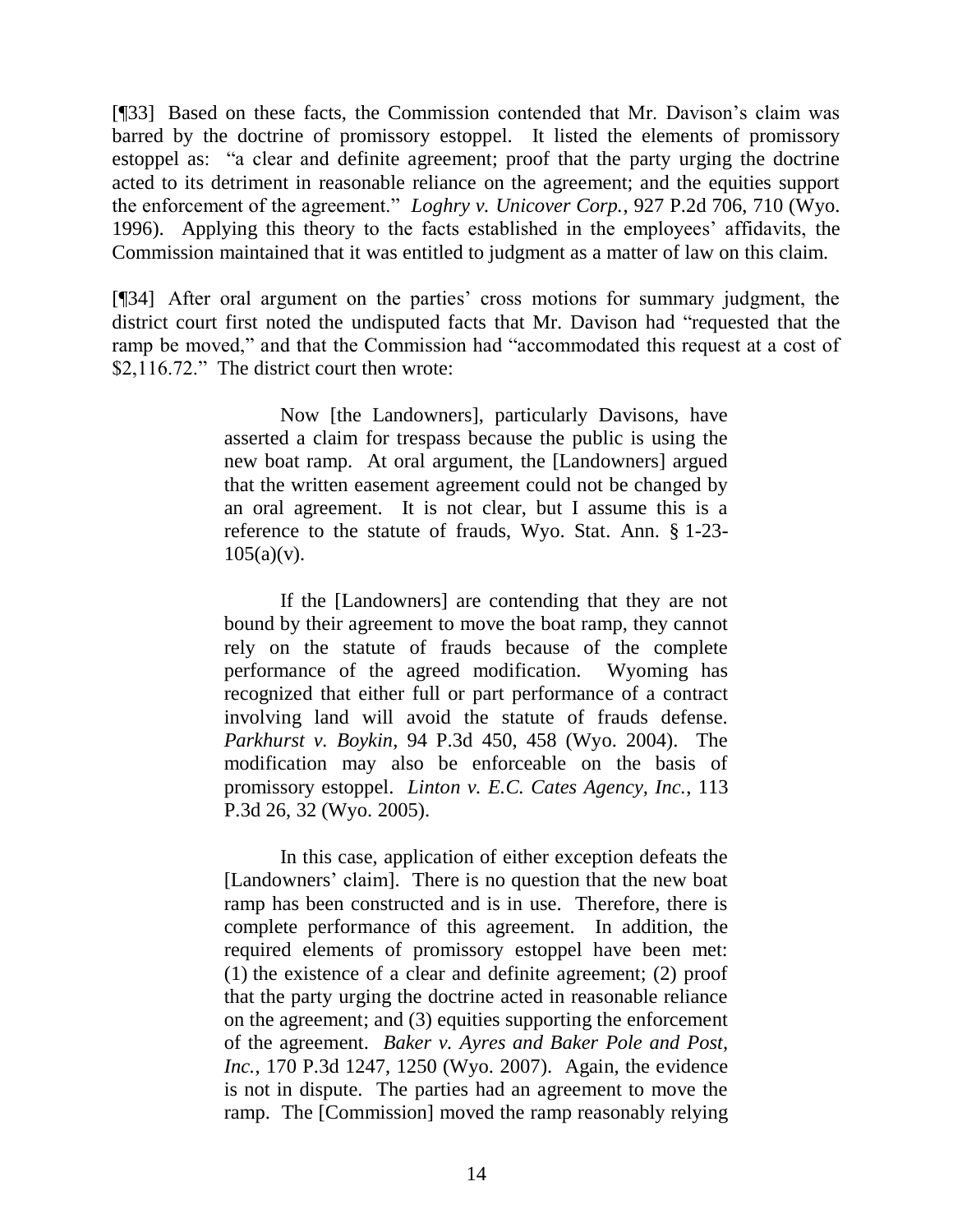[¶33] Based on these facts, the Commission contended that Mr. Davison's claim was barred by the doctrine of promissory estoppel. It listed the elements of promissory estoppel as: "a clear and definite agreement; proof that the party urging the doctrine acted to its detriment in reasonable reliance on the agreement; and the equities support the enforcement of the agreement." *Loghry v. Unicover Corp.*, 927 P.2d 706, 710 (Wyo. 1996). Applying this theory to the facts established in the employees' affidavits, the Commission maintained that it was entitled to judgment as a matter of law on this claim.

[¶34] After oral argument on the parties' cross motions for summary judgment, the district court first noted the undisputed facts that Mr. Davison had "requested that the ramp be moved," and that the Commission had "accommodated this request at a cost of $2,116.72." The district court then wrote:

> Now [the Landowners], particularly Davisons, have asserted a claim for trespass because the public is using the new boat ramp. At oral argument, the [Landowners] argued that the written easement agreement could not be changed by an oral agreement. It is not clear, but I assume this is a reference to the statute of frauds, Wyo. Stat. Ann. § 1-23-105(a)(v).
>
> If the [Landowners] are contending that they are not bound by their agreement to move the boat ramp, they cannot rely on the statute of frauds because of the complete performance of the agreed modification. Wyoming has recognized that either full or part performance of a contract involving land will avoid the statute of frauds defense. *Parkhurst v. Boykin*, 94 P.3d 450, 458 (Wyo. 2004). The modification may also be enforceable on the basis of promissory estoppel. *Linton v. E.C. Cates Agency, Inc.*, 113 P.3d 26, 32 (Wyo. 2005).
>
> In this case, application of either exception defeats the [Landowners' claim]. There is no question that the new boat ramp has been constructed and is in use. Therefore, there is complete performance of this agreement. In addition, the required elements of promissory estoppel have been met: (1) the existence of a clear and definite agreement; (2) proof that the party urging the doctrine acted in reasonable reliance on the agreement; and (3) equities supporting the enforcement of the agreement. *Baker v. Ayres and Baker Pole and Post, Inc.*, 170 P.3d 1247, 1250 (Wyo. 2007). Again, the evidence is not in dispute. The parties had an agreement to move the ramp. The [Commission] moved the ramp reasonably relying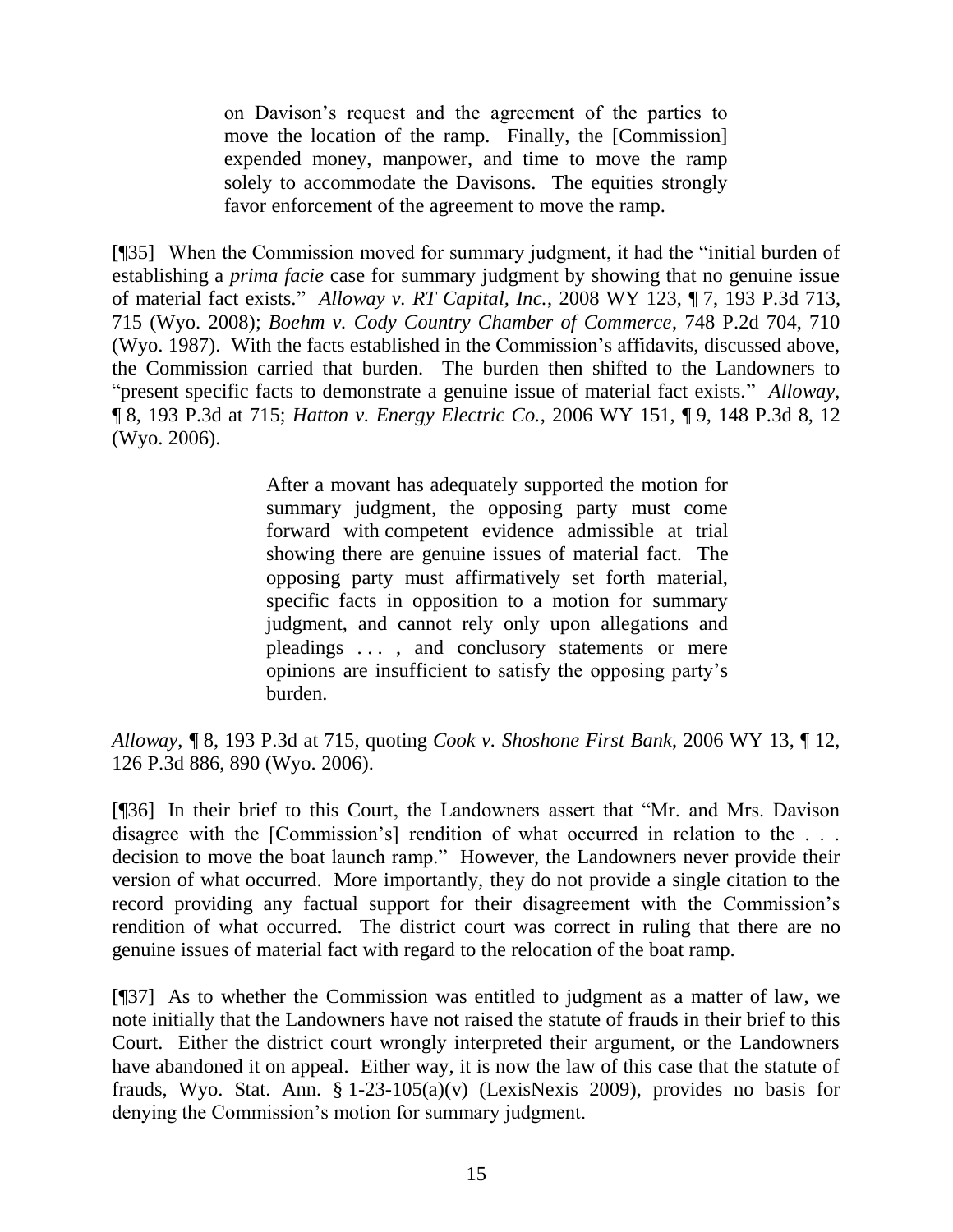> on Davison's request and the agreement of the parties to move the location of the ramp. Finally, the [Commission] expended money, manpower, and time to move the ramp solely to accommodate the Davisons. The equities strongly favor enforcement of the agreement to move the ramp.

[¶35] When the Commission moved for summary judgment, it had the "initial burden of establishing a *prima facie* case for summary judgment by showing that no genuine issue of material fact exists." *Alloway v. RT Capital, Inc.*, 2008 WY 123, ¶ 7, 193 P.3d 713, 715 (Wyo. 2008); *Boehm v. Cody Country Chamber of Commerce*, 748 P.2d 704, 710 (Wyo. 1987). With the facts established in the Commission's affidavits, discussed above, the Commission carried that burden. The burden then shifted to the Landowners to "present specific facts to demonstrate a genuine issue of material fact exists." *Alloway*, ¶ 8, 193 P.3d at 715; *Hatton v. Energy Electric Co.*, 2006 WY 151, ¶ 9, 148 P.3d 8, 12 (Wyo. 2006).

> After a movant has adequately supported the motion for summary judgment, the opposing party must come forward with competent evidence admissible at trial showing there are genuine issues of material fact. The opposing party must affirmatively set forth material, specific facts in opposition to a motion for summary judgment, and cannot rely only upon allegations and pleadings . . . , and conclusory statements or mere opinions are insufficient to satisfy the opposing party's burden.

*Alloway*, ¶ 8, 193 P.3d at 715, quoting *Cook v. Shoshone First Bank*, 2006 WY 13, ¶ 12, 126 P.3d 886, 890 (Wyo. 2006).

[¶36] In their brief to this Court, the Landowners assert that "Mr. and Mrs. Davison disagree with the [Commission's] rendition of what occurred in relation to the . . . decision to move the boat launch ramp." However, the Landowners never provide their version of what occurred. More importantly, they do not provide a single citation to the record providing any factual support for their disagreement with the Commission's rendition of what occurred. The district court was correct in ruling that there are no genuine issues of material fact with regard to the relocation of the boat ramp.

[¶37] As to whether the Commission was entitled to judgment as a matter of law, we note initially that the Landowners have not raised the statute of frauds in their brief to this Court. Either the district court wrongly interpreted their argument, or the Landowners have abandoned it on appeal. Either way, it is now the law of this case that the statute of frauds, Wyo. Stat. Ann. § 1-23-105(a)(v) (LexisNexis 2009), provides no basis for denying the Commission's motion for summary judgment.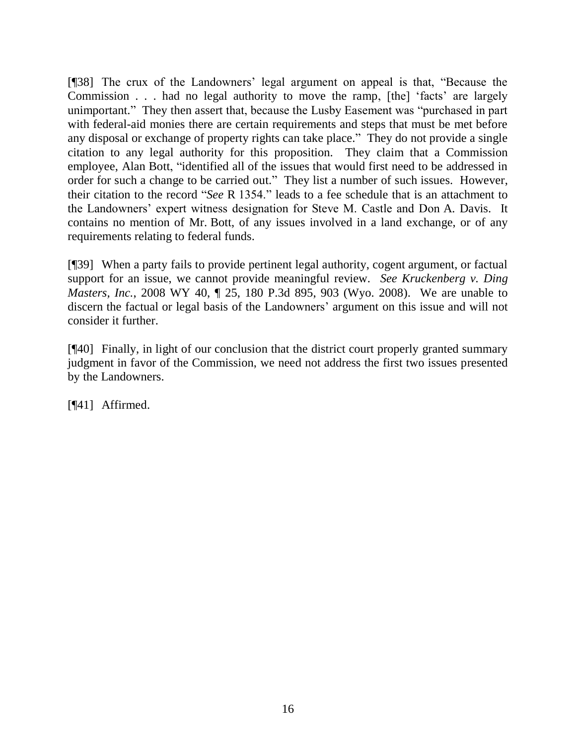[¶38] The crux of the Landowners' legal argument on appeal is that, "Because the Commission . . . had no legal authority to move the ramp, [the] 'facts' are largely unimportant." They then assert that, because the Lusby Easement was "purchased in part with federal-aid monies there are certain requirements and steps that must be met before any disposal or exchange of property rights can take place." They do not provide a single citation to any legal authority for this proposition. They claim that a Commission employee, Alan Bott, "identified all of the issues that would first need to be addressed in order for such a change to be carried out." They list a number of such issues. However, their citation to the record "*See* R 1354." leads to a fee schedule that is an attachment to the Landowners' expert witness designation for Steve M. Castle and Don A. Davis. It contains no mention of Mr. Bott, of any issues involved in a land exchange, or of any requirements relating to federal funds.

[¶39] When a party fails to provide pertinent legal authority, cogent argument, or factual support for an issue, we cannot provide meaningful review. *See Kruckenberg v. Ding Masters, Inc.*, 2008 WY 40, ¶ 25, 180 P.3d 895, 903 (Wyo. 2008). We are unable to discern the factual or legal basis of the Landowners' argument on this issue and will not consider it further.

[¶40] Finally, in light of our conclusion that the district court properly granted summary judgment in favor of the Commission, we need not address the first two issues presented by the Landowners.

[¶41] Affirmed.